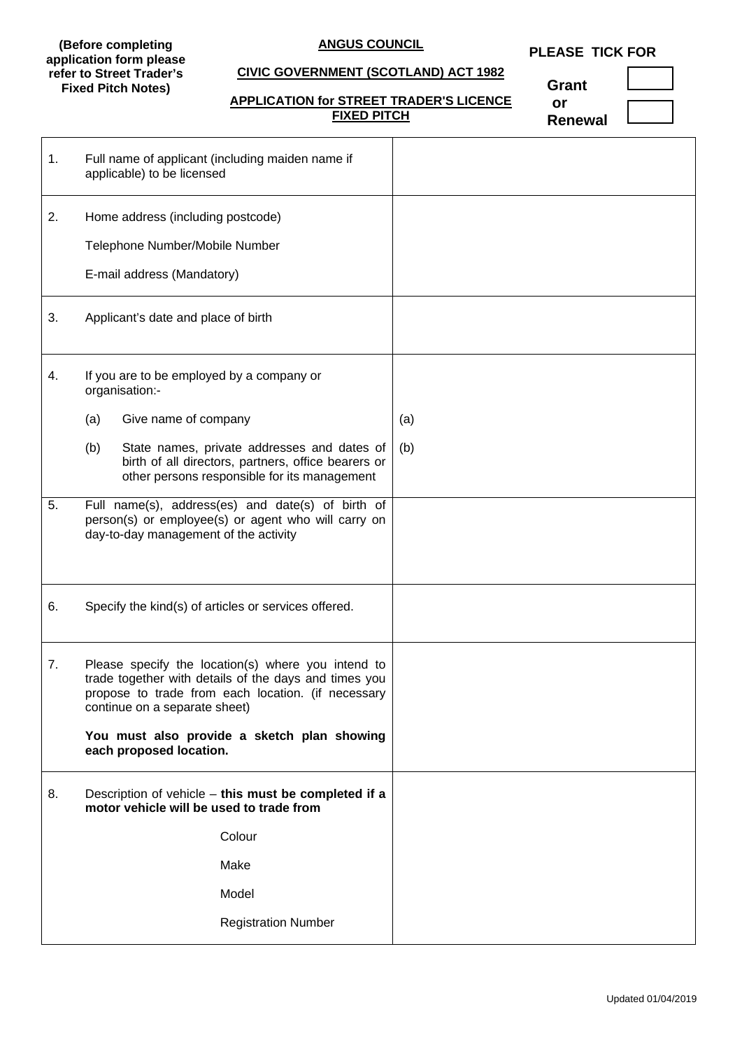**(Before completing application form please refer to Street Trader's Fixed Pitch Notes)**

**ANGUS COUNCIL**

**CIVIC GOVERNMENT (SCOTLAND) ACT 1982**

**APPLICATION for STREET TRADER'S LICENCE FIXED PITCH**

**PLEASE TICK FOR**

**Grant** ☐
**or**
**Renewal** ☐

| | | |
|---|---|---|
| 1. | Full name of applicant (including maiden name if applicable) to be licensed | |
| 2. | Home address (including postcode)<br><br>Telephone Number/Mobile Number<br><br>E-mail address (Mandatory) | |
| 3. | Applicant's date and place of birth | |
| 4. | If you are to be employed by a company or organisation:-<br><br>(a) Give name of company<br><br>(b) State names, private addresses and dates of birth of all directors, partners, office bearers or other persons responsible for its management | (a)<br><br>(b) |
| 5. | Full name(s), address(es) and date(s) of birth of person(s) or employee(s) or agent who will carry on day-to-day management of the activity | |
| 6. | Specify the kind(s) of articles or services offered. | |
| 7. | Please specify the location(s) where you intend to trade together with details of the days and times you propose to trade from each location. (if necessary continue on a separate sheet)<br><br>**You must also provide a sketch plan showing each proposed location.** | |
| 8. | Description of vehicle – **this must be completed if a motor vehicle will be used to trade from**<br><br>Colour<br><br>Make<br><br>Model<br><br>Registration Number | |

Updated 01/04/2019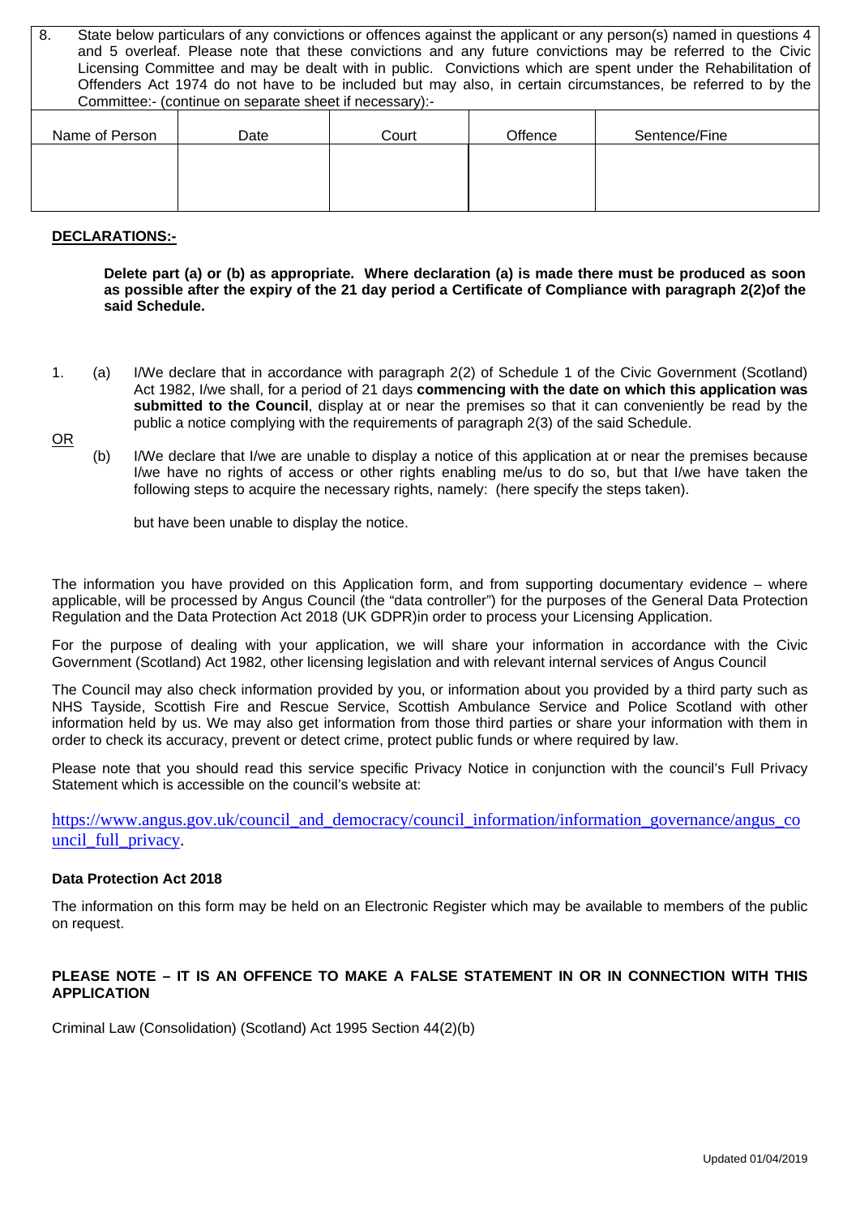8. State below particulars of any convictions or offences against the applicant or any person(s) named in questions 4 and 5 overleaf. Please note that these convictions and any future convictions may be referred to the Civic Licensing Committee and may be dealt with in public. Convictions which are spent under the Rehabilitation of Offenders Act 1974 do not have to be included but may also, in certain circumstances, be referred to by the Committee:- (continue on separate sheet if necessary):-

| Name of Person | Date | Court | Offence | Sentence/Fine |
|---|---|---|---|---|
| | | | | |

**DECLARATIONS:-**

**Delete part (a) or (b) as appropriate. Where declaration (a) is made there must be produced as soon as possible after the expiry of the 21 day period a Certificate of Compliance with paragraph 2(2)of the said Schedule.**

1. (a) I/We declare that in accordance with paragraph 2(2) of Schedule 1 of the Civic Government (Scotland) Act 1982, I/we shall, for a period of 21 days **commencing with the date on which this application was submitted to the Council**, display at or near the premises so that it can conveniently be read by the public a notice complying with the requirements of paragraph 2(3) of the said Schedule.

OR

(b) I/We declare that I/we are unable to display a notice of this application at or near the premises because I/we have no rights of access or other rights enabling me/us to do so, but that I/we have taken the following steps to acquire the necessary rights, namely: (here specify the steps taken).

but have been unable to display the notice.

The information you have provided on this Application form, and from supporting documentary evidence – where applicable, will be processed by Angus Council (the "data controller") for the purposes of the General Data Protection Regulation and the Data Protection Act 2018 (UK GDPR)in order to process your Licensing Application.

For the purpose of dealing with your application, we will share your information in accordance with the Civic Government (Scotland) Act 1982, other licensing legislation and with relevant internal services of Angus Council

The Council may also check information provided by you, or information about you provided by a third party such as NHS Tayside, Scottish Fire and Rescue Service, Scottish Ambulance Service and Police Scotland with other information held by us. We may also get information from those third parties or share your information with them in order to check its accuracy, prevent or detect crime, protect public funds or where required by law.

Please note that you should read this service specific Privacy Notice in conjunction with the council's Full Privacy Statement which is accessible on the council's website at:

https://www.angus.gov.uk/council_and_democracy/council_information/information_governance/angus_council_full_privacy.

**Data Protection Act 2018**

The information on this form may be held on an Electronic Register which may be available to members of the public on request.

**PLEASE NOTE – IT IS AN OFFENCE TO MAKE A FALSE STATEMENT IN OR IN CONNECTION WITH THIS APPLICATION**

Criminal Law (Consolidation) (Scotland) Act 1995 Section 44(2)(b)

Updated 01/04/2019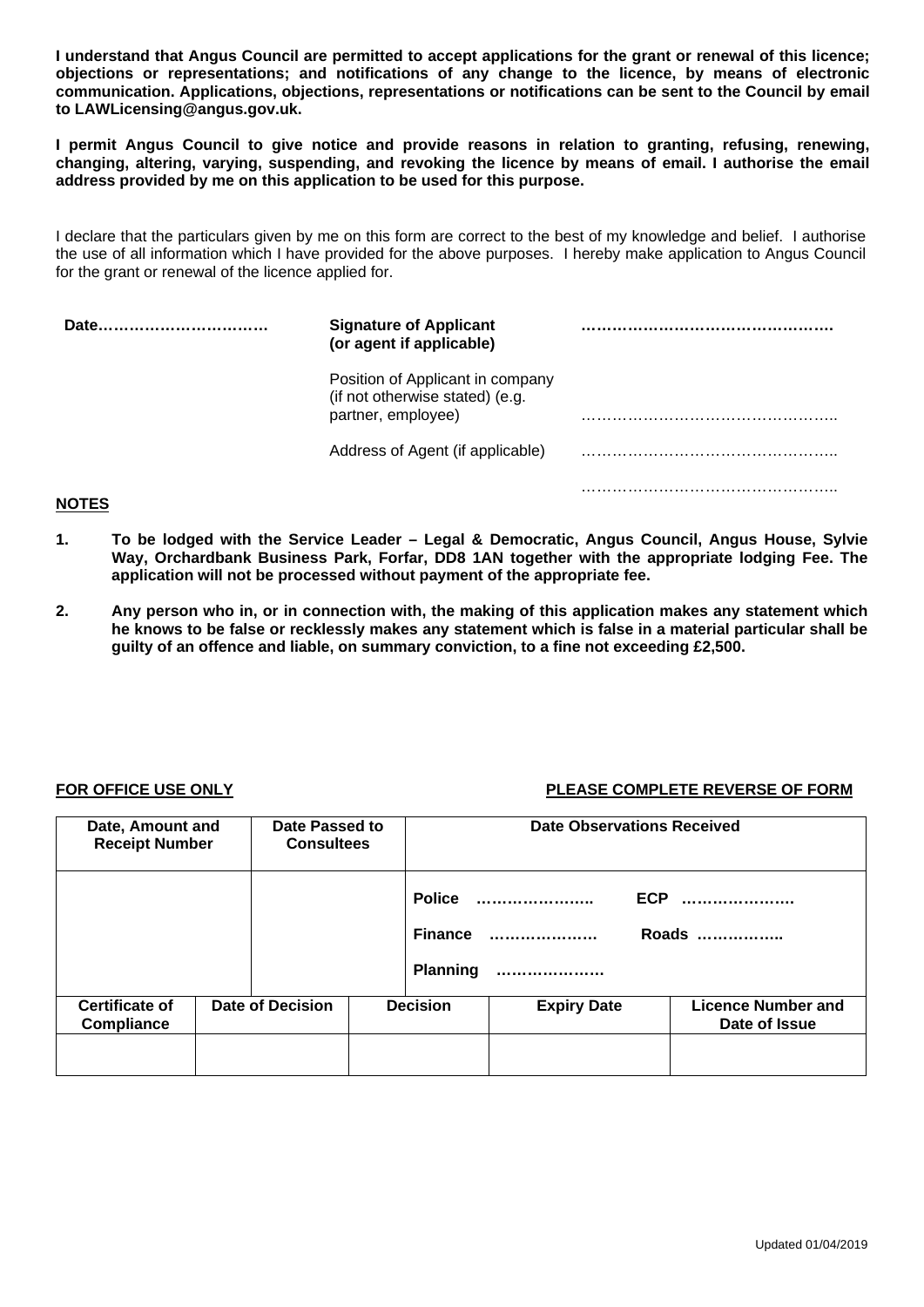**I understand that Angus Council are permitted to accept applications for the grant or renewal of this licence; objections or representations; and notifications of any change to the licence, by means of electronic communication. Applications, objections, representations or notifications can be sent to the Council by email to LAWLicensing@angus.gov.uk.**

**I permit Angus Council to give notice and provide reasons in relation to granting, refusing, renewing, changing, altering, varying, suspending, and revoking the licence by means of email. I authorise the email address provided by me on this application to be used for this purpose.**

I declare that the particulars given by me on this form are correct to the best of my knowledge and belief. I authorise the use of all information which I have provided for the above purposes. I hereby make application to Angus Council for the grant or renewal of the licence applied for.

**Date……………………………** **Signature of Applicant (or agent if applicable)** **…………………………………………**

Position of Applicant in company (if not otherwise stated) (e.g. partner, employee) …………………………………………..

Address of Agent (if applicable) …………………………………………..

…………………………………………..

**NOTES**

1. **To be lodged with the Service Leader – Legal & Democratic, Angus Council, Angus House, Sylvie Way, Orchardbank Business Park, Forfar, DD8 1AN together with the appropriate lodging Fee. The application will not be processed without payment of the appropriate fee.**

2. **Any person who in, or in connection with, the making of this application makes any statement which he knows to be false or recklessly makes any statement which is false in a material particular shall be guilty of an offence and liable, on summary conviction, to a fine not exceeding £2,500.**

**FOR OFFICE USE ONLY** **PLEASE COMPLETE REVERSE OF FORM**

| Date, Amount and Receipt Number | Date Passed to Consultees | Date Observations Received |
|---|---|---|
| | | **Police** ………………….. **ECP** …………………. **Finance** ………………… **Roads** …………….. **Planning** ………………… |

| Certificate of Compliance | Date of Decision | Decision | Expiry Date | Licence Number and Date of Issue |
|---|---|---|---|---|
| | | | | |

Updated 01/04/2019